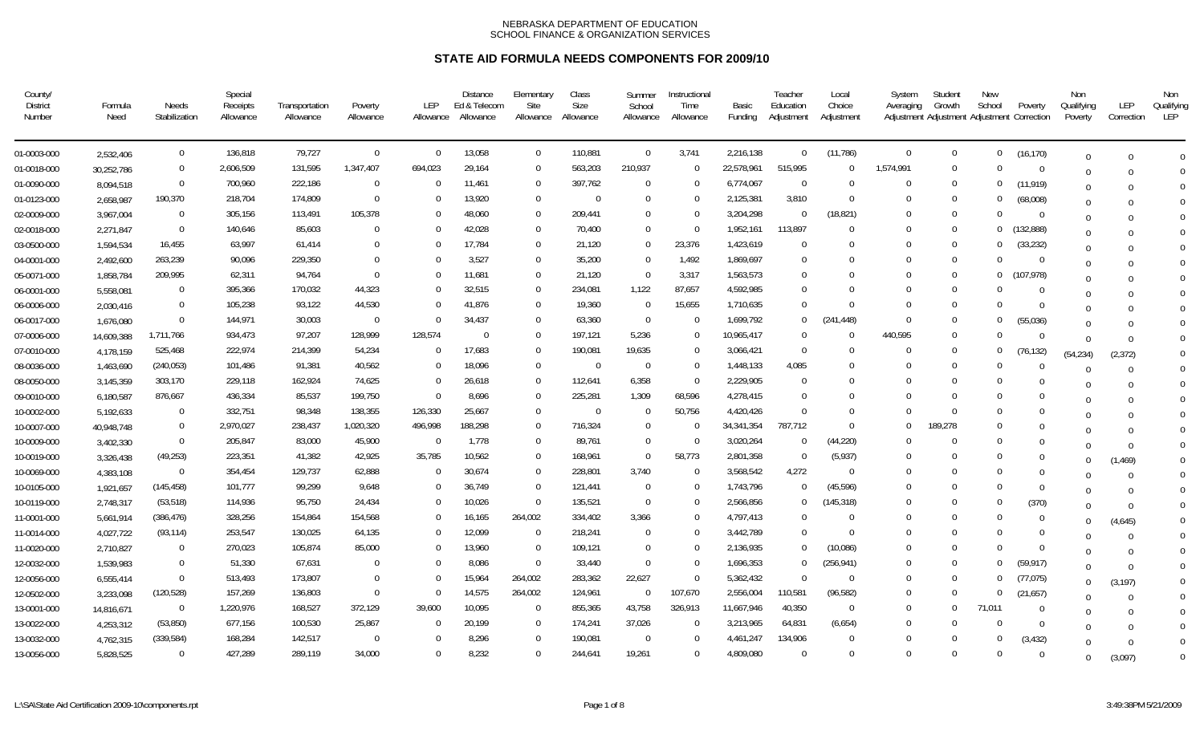NEBRASKA DEPARTMENT OF EDUCATION
SCHOOL FINANCE & ORGANIZATION SERVICES

# STATE AID FORMULA NEEDS COMPONENTS FOR 2009/10

| County/ District Number | Formula Need | Needs Stabilization | Special Receipts Allowance | Transportation Allowance | Poverty Allowance | LEP Allowance | Distance Ed & Telecom Allowance | Elementary Site Allowance | Class Size Allowance | Summer School Allowance | Instructional Time Allowance | Basic Funding | Teacher Education Adjustment | Local Choice Adjustment | System Averaging Adjustment | Student Growth Adjustment | New School Adjustment | Poverty Correction | Non Qualifying Poverty | LEP Correction | Non Qualifying LEP |
|---|---|---|---|---|---|---|---|---|---|---|---|---|---|---|---|---|---|---|---|---|---|
| 01-0003-000 | 2,532,406 | 0 | 136,818 | 79,727 | 0 | 0 | 13,058 | 0 | 110,881 | 0 | 3,741 | 2,216,138 | 0 | (11,786) | 0 | 0 | 0 | (16,170) | 0 | 0 | 0 |
| 01-0018-000 | 30,252,786 | 0 | 2,606,509 | 131,595 | 1,347,407 | 694,023 | 29,164 | 0 | 563,203 | 210,937 | 0 | 22,578,961 | 515,995 | 0 | 1,574,991 | 0 | 0 | 0 | 0 | 0 | 0 |
| 01-0090-000 | 8,094,518 | 0 | 700,960 | 222,186 | 0 | 0 | 11,461 | 0 | 397,762 | 0 | 0 | 6,774,067 | 0 | 0 | 0 | 0 | 0 | (11,919) | 0 | 0 | 0 |
| 01-0123-000 | 2,658,987 | 190,370 | 218,704 | 174,809 | 0 | 0 | 13,920 | 0 | 0 | 0 | 0 | 2,125,381 | 3,810 | 0 | 0 | 0 | 0 | (68,008) | 0 | 0 | 0 |
| 02-0009-000 | 3,967,004 | 0 | 305,156 | 113,491 | 105,378 | 0 | 48,060 | 0 | 209,441 | 0 | 0 | 3,204,298 | 0 | (18,821) | 0 | 0 | 0 | 0 | 0 | 0 | 0 |
| 02-0018-000 | 2,271,847 | 0 | 140,646 | 85,603 | 0 | 0 | 42,028 | 0 | 70,400 | 0 | 0 | 1,952,161 | 113,897 | 0 | 0 | 0 | 0 | (132,888) | 0 | 0 | 0 |
| 03-0500-000 | 1,594,534 | 16,455 | 63,997 | 61,414 | 0 | 0 | 17,784 | 0 | 21,120 | 0 | 23,376 | 1,423,619 | 0 | 0 | 0 | 0 | 0 | (33,232) | 0 | 0 | 0 |
| 04-0001-000 | 2,492,600 | 263,239 | 90,096 | 229,350 | 0 | 0 | 3,527 | 0 | 35,200 | 0 | 1,492 | 1,869,697 | 0 | 0 | 0 | 0 | 0 | 0 | 0 | 0 | 0 |
| 05-0071-000 | 1,858,784 | 209,995 | 62,311 | 94,764 | 0 | 0 | 11,681 | 0 | 21,120 | 0 | 3,317 | 1,563,573 | 0 | 0 | 0 | 0 | 0 | (107,978) | 0 | 0 | 0 |
| 06-0001-000 | 5,558,081 | 0 | 395,366 | 170,032 | 44,323 | 0 | 32,515 | 0 | 234,081 | 1,122 | 87,657 | 4,592,985 | 0 | 0 | 0 | 0 | 0 | 0 | 0 | 0 | 0 |
| 06-0006-000 | 2,030,416 | 0 | 105,238 | 93,122 | 44,530 | 0 | 41,876 | 0 | 19,360 | 0 | 15,655 | 1,710,635 | 0 | 0 | 0 | 0 | 0 | 0 | 0 | 0 | 0 |
| 06-0017-000 | 1,676,080 | 0 | 144,971 | 30,003 | 0 | 0 | 34,437 | 0 | 63,360 | 0 | 0 | 1,699,792 | 0 | (241,448) | 0 | 0 | 0 | (55,036) | 0 | 0 | 0 |
| 07-0006-000 | 14,609,388 | 1,711,766 | 934,473 | 97,207 | 128,999 | 128,574 | 0 | 0 | 197,121 | 5,236 | 0 | 10,965,417 | 0 | 0 | 440,595 | 0 | 0 | 0 | 0 | 0 | 0 |
| 07-0010-000 | 4,178,159 | 525,468 | 222,974 | 214,399 | 54,234 | 0 | 17,683 | 0 | 190,081 | 19,635 | 0 | 3,066,421 | 0 | 0 | 0 | 0 | 0 | (76,132) | (54,234) | (2,372) | 0 |
| 08-0036-000 | 1,463,690 | (240,053) | 101,486 | 91,381 | 40,562 | 0 | 18,096 | 0 | 0 | 0 | 0 | 1,448,133 | 4,085 | 0 | 0 | 0 | 0 | 0 | 0 | 0 | 0 |
| 08-0050-000 | 3,145,359 | 303,170 | 229,118 | 162,924 | 74,625 | 0 | 26,618 | 0 | 112,641 | 6,358 | 0 | 2,229,905 | 0 | 0 | 0 | 0 | 0 | 0 | 0 | 0 | 0 |
| 09-0010-000 | 6,180,587 | 876,667 | 436,334 | 85,537 | 199,750 | 0 | 8,696 | 0 | 225,281 | 1,309 | 68,596 | 4,278,415 | 0 | 0 | 0 | 0 | 0 | 0 | 0 | 0 | 0 |
| 10-0002-000 | 5,192,633 | 0 | 332,751 | 98,348 | 138,355 | 126,330 | 25,667 | 0 | 0 | 0 | 50,756 | 4,420,426 | 0 | 0 | 0 | 0 | 0 | 0 | 0 | 0 | 0 |
| 10-0007-000 | 40,948,748 | 0 | 2,970,027 | 238,437 | 1,020,320 | 496,998 | 188,298 | 0 | 716,324 | 0 | 0 | 34,341,354 | 787,712 | 0 | 0 | 189,278 | 0 | 0 | 0 | 0 | 0 |
| 10-0009-000 | 3,402,330 | 0 | 205,847 | 83,000 | 45,900 | 0 | 1,778 | 0 | 89,761 | 0 | 0 | 3,020,264 | 0 | (44,220) | 0 | 0 | 0 | 0 | 0 | 0 | 0 |
| 10-0019-000 | 3,326,438 | (49,253) | 223,351 | 41,382 | 42,925 | 35,785 | 10,562 | 0 | 168,961 | 0 | 58,773 | 2,801,358 | 0 | (5,937) | 0 | 0 | 0 | 0 | 0 | (1,469) | 0 |
| 10-0069-000 | 4,383,108 | 0 | 354,454 | 129,737 | 62,888 | 0 | 30,674 | 0 | 228,801 | 3,740 | 0 | 3,568,542 | 4,272 | 0 | 0 | 0 | 0 | 0 | 0 | 0 | 0 |
| 10-0105-000 | 1,921,657 | (145,458) | 101,777 | 99,299 | 9,648 | 0 | 36,749 | 0 | 121,441 | 0 | 0 | 1,743,796 | 0 | (45,596) | 0 | 0 | 0 | 0 | 0 | 0 | 0 |
| 10-0119-000 | 2,748,317 | (53,518) | 114,936 | 95,750 | 24,434 | 0 | 10,026 | 0 | 135,521 | 0 | 0 | 2,566,856 | 0 | (145,318) | 0 | 0 | 0 | (370) | 0 | 0 | 0 |
| 11-0001-000 | 5,661,914 | (386,476) | 328,256 | 154,864 | 154,568 | 0 | 16,165 | 264,002 | 334,402 | 3,366 | 0 | 4,797,413 | 0 | 0 | 0 | 0 | 0 | 0 | 0 | (4,645) | 0 |
| 11-0014-000 | 4,027,722 | (93,114) | 253,547 | 130,025 | 64,135 | 0 | 12,099 | 0 | 218,241 | 0 | 0 | 3,442,789 | 0 | 0 | 0 | 0 | 0 | 0 | 0 | 0 | 0 |
| 11-0020-000 | 2,710,827 | 0 | 270,023 | 105,874 | 85,000 | 0 | 13,960 | 0 | 109,121 | 0 | 0 | 2,136,935 | 0 | (10,086) | 0 | 0 | 0 | 0 | 0 | 0 | 0 |
| 12-0032-000 | 1,539,983 | 0 | 51,330 | 67,631 | 0 | 0 | 8,086 | 0 | 33,440 | 0 | 0 | 1,696,353 | 0 | (256,941) | 0 | 0 | 0 | (59,917) | 0 | 0 | 0 |
| 12-0056-000 | 6,555,414 | 0 | 513,493 | 173,807 | 0 | 0 | 15,964 | 264,002 | 283,362 | 22,627 | 0 | 5,362,432 | 0 | 0 | 0 | 0 | 0 | (77,075) | 0 | (3,197) | 0 |
| 12-0502-000 | 3,233,098 | (120,528) | 157,269 | 136,803 | 0 | 0 | 14,575 | 264,002 | 124,961 | 0 | 107,670 | 2,556,004 | 110,581 | (96,582) | 0 | 0 | 0 | (21,657) | 0 | 0 | 0 |
| 13-0001-000 | 14,816,671 | 0 | 1,220,976 | 168,527 | 372,129 | 39,600 | 10,095 | 0 | 855,365 | 43,758 | 326,913 | 11,667,946 | 40,350 | 0 | 0 | 0 | 71,011 | 0 | 0 | 0 | 0 |
| 13-0022-000 | 4,253,312 | (53,850) | 677,156 | 100,530 | 25,867 | 0 | 20,199 | 0 | 174,241 | 37,026 | 0 | 3,213,965 | 64,831 | (6,654) | 0 | 0 | 0 | 0 | 0 | 0 | 0 |
| 13-0032-000 | 4,762,315 | (339,584) | 168,284 | 142,517 | 0 | 0 | 8,296 | 0 | 190,081 | 0 | 0 | 4,461,247 | 134,906 | 0 | 0 | 0 | 0 | (3,432) | 0 | 0 | 0 |
| 13-0056-000 | 5,828,525 | 0 | 427,289 | 289,119 | 34,000 | 0 | 8,232 | 0 | 244,641 | 19,261 | 0 | 4,809,080 | 0 | 0 | 0 | 0 | 0 | 0 | 0 | (3,097) | 0 |

L:\SA\State Aid Certification 2009-10\components.rpt

3:49:38PM 5/21/2009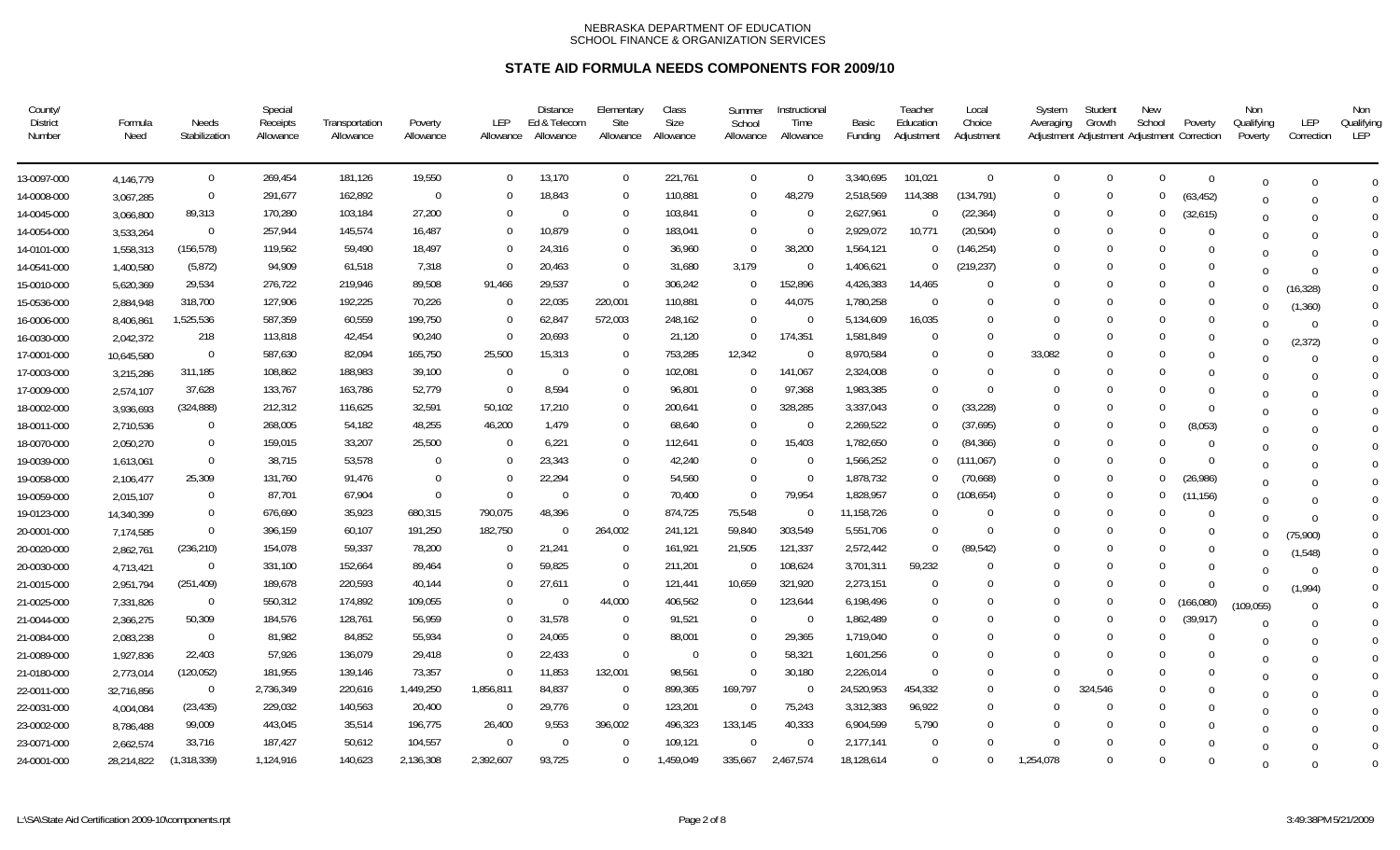NEBRASKA DEPARTMENT OF EDUCATION
SCHOOL FINANCE & ORGANIZATION SERVICES

# STATE AID FORMULA NEEDS COMPONENTS FOR 2009/10

| County/ District Number | Formula Need | Needs Stabilization | Special Receipts Allowance | Transportation Allowance | Poverty Allowance | LEP Allowance | Distance Ed & Telecom Allowance | Elementary Site Allowance | Class Size Allowance | Summer School Allowance | Instructional Time Allowance | Basic Funding | Teacher Education Adjustment | Local Choice Adjustment | System Averaging Adjustment | Student Growth Adjustment | New School Adjustment | Poverty Correction | Non Qualifying Poverty | LEP Correction | Non Qualifying LEP |
|---|---|---|---|---|---|---|---|---|---|---|---|---|---|---|---|---|---|---|---|---|---|
| 13-0097-000 | 4,146,779 | 0 | 269,454 | 181,126 | 19,550 | 0 | 13,170 | 0 | 221,761 | 0 | 0 | 3,340,695 | 101,021 | 0 | 0 | 0 | 0 | 0 | 0 | 0 | 0 |
| 14-0008-000 | 3,067,285 | 0 | 291,677 | 162,892 | 0 | 0 | 18,843 | 0 | 110,881 | 0 | 48,279 | 2,518,569 | 114,388 | (134,791) | 0 | 0 | 0 | (63,452) | 0 | 0 | 0 |
| 14-0045-000 | 3,066,800 | 89,313 | 170,280 | 103,184 | 27,200 | 0 | 0 | 0 | 103,841 | 0 | 0 | 2,627,961 | 0 | (22,364) | 0 | 0 | 0 | (32,615) | 0 | 0 | 0 |
| 14-0054-000 | 3,533,264 | 0 | 257,944 | 145,574 | 16,487 | 0 | 10,879 | 0 | 183,041 | 0 | 0 | 2,929,072 | 10,771 | (20,504) | 0 | 0 | 0 | 0 | 0 | 0 | 0 |
| 14-0101-000 | 1,558,313 | (156,578) | 119,562 | 59,490 | 18,497 | 0 | 24,316 | 0 | 36,960 | 0 | 38,200 | 1,564,121 | 0 | (146,254) | 0 | 0 | 0 | 0 | 0 | 0 | 0 |
| 14-0541-000 | 1,400,580 | (5,872) | 94,909 | 61,518 | 7,318 | 0 | 20,463 | 0 | 31,680 | 3,179 | 0 | 1,406,621 | 0 | (219,237) | 0 | 0 | 0 | 0 | 0 | 0 | 0 |
| 15-0010-000 | 5,620,369 | 29,534 | 276,722 | 219,946 | 89,508 | 91,466 | 29,537 | 0 | 306,242 | 0 | 152,896 | 4,426,383 | 14,465 | 0 | 0 | 0 | 0 | 0 | 0 | (16,328) | 0 |
| 15-0536-000 | 2,884,948 | 318,700 | 127,906 | 192,225 | 70,226 | 0 | 22,035 | 220,001 | 110,881 | 0 | 44,075 | 1,780,258 | 0 | 0 | 0 | 0 | 0 | 0 | 0 | (1,360) | 0 |
| 16-0006-000 | 8,406,861 | 1,525,536 | 587,359 | 60,559 | 199,750 | 0 | 62,847 | 572,003 | 248,162 | 0 | 0 | 5,134,609 | 16,035 | 0 | 0 | 0 | 0 | 0 | 0 | 0 | 0 |
| 16-0030-000 | 2,042,372 | 218 | 113,818 | 42,454 | 90,240 | 0 | 20,693 | 0 | 21,120 | 0 | 174,351 | 1,581,849 | 0 | 0 | 0 | 0 | 0 | 0 | 0 | (2,372) | 0 |
| 17-0001-000 | 10,645,580 | 0 | 587,630 | 82,094 | 165,750 | 25,500 | 15,313 | 0 | 753,285 | 12,342 | 0 | 8,970,584 | 0 | 0 | 33,082 | 0 | 0 | 0 | 0 | 0 | 0 |
| 17-0003-000 | 3,215,286 | 311,185 | 108,862 | 188,983 | 39,100 | 0 | 0 | 0 | 102,081 | 0 | 141,067 | 2,324,008 | 0 | 0 | 0 | 0 | 0 | 0 | 0 | 0 | 0 |
| 17-0009-000 | 2,574,107 | 37,628 | 133,767 | 163,786 | 52,779 | 0 | 8,594 | 0 | 96,801 | 0 | 97,368 | 1,983,385 | 0 | 0 | 0 | 0 | 0 | 0 | 0 | 0 | 0 |
| 18-0002-000 | 3,936,693 | (324,888) | 212,312 | 116,625 | 32,591 | 50,102 | 17,210 | 0 | 200,641 | 0 | 328,285 | 3,337,043 | 0 | (33,228) | 0 | 0 | 0 | 0 | 0 | 0 | 0 |
| 18-0011-000 | 2,710,536 | 0 | 268,005 | 54,182 | 48,255 | 46,200 | 1,479 | 0 | 68,640 | 0 | 0 | 2,269,522 | 0 | (37,695) | 0 | 0 | 0 | (8,053) | 0 | 0 | 0 |
| 18-0070-000 | 2,050,270 | 0 | 159,015 | 33,207 | 25,500 | 0 | 6,221 | 0 | 112,641 | 0 | 15,403 | 1,782,650 | 0 | (84,366) | 0 | 0 | 0 | 0 | 0 | 0 | 0 |
| 19-0039-000 | 1,613,061 | 0 | 38,715 | 53,578 | 0 | 0 | 23,343 | 0 | 42,240 | 0 | 0 | 1,566,252 | 0 | (111,067) | 0 | 0 | 0 | 0 | 0 | 0 | 0 |
| 19-0058-000 | 2,106,477 | 25,309 | 131,760 | 91,476 | 0 | 0 | 22,294 | 0 | 54,560 | 0 | 0 | 1,878,732 | 0 | (70,668) | 0 | 0 | 0 | (26,986) | 0 | 0 | 0 |
| 19-0059-000 | 2,015,107 | 0 | 87,701 | 67,904 | 0 | 0 | 0 | 0 | 70,400 | 0 | 79,954 | 1,828,957 | 0 | (108,654) | 0 | 0 | 0 | (11,156) | 0 | 0 | 0 |
| 19-0123-000 | 14,340,399 | 0 | 676,690 | 35,923 | 680,315 | 790,075 | 48,396 | 0 | 874,725 | 75,548 | 0 | 11,158,726 | 0 | 0 | 0 | 0 | 0 | 0 | 0 | 0 | 0 |
| 20-0001-000 | 7,174,585 | 0 | 396,159 | 60,107 | 191,250 | 182,750 | 0 | 264,002 | 241,121 | 59,840 | 303,549 | 5,551,706 | 0 | 0 | 0 | 0 | 0 | 0 | 0 | (75,900) | 0 |
| 20-0020-000 | 2,862,761 | (236,210) | 154,078 | 59,337 | 78,200 | 0 | 21,241 | 0 | 161,921 | 21,505 | 121,337 | 2,572,442 | 0 | (89,542) | 0 | 0 | 0 | 0 | 0 | (1,548) | 0 |
| 20-0030-000 | 4,713,421 | 0 | 331,100 | 152,664 | 89,464 | 0 | 59,825 | 0 | 211,201 | 0 | 108,624 | 3,701,311 | 59,232 | 0 | 0 | 0 | 0 | 0 | 0 | 0 | 0 |
| 21-0015-000 | 2,951,794 | (251,409) | 189,678 | 220,593 | 40,144 | 0 | 27,611 | 0 | 121,441 | 10,659 | 321,920 | 2,273,151 | 0 | 0 | 0 | 0 | 0 | 0 | 0 | (1,994) | 0 |
| 21-0025-000 | 7,331,826 | 0 | 550,312 | 174,892 | 109,055 | 0 | 0 | 44,000 | 406,562 | 0 | 123,644 | 6,198,496 | 0 | 0 | 0 | 0 | 0 | (166,080) | (109,055) | 0 | 0 |
| 21-0044-000 | 2,366,275 | 50,309 | 184,576 | 128,761 | 56,959 | 0 | 31,578 | 0 | 91,521 | 0 | 0 | 1,862,489 | 0 | 0 | 0 | 0 | 0 | (39,917) | 0 | 0 | 0 |
| 21-0084-000 | 2,083,238 | 0 | 81,982 | 84,852 | 55,934 | 0 | 24,065 | 0 | 88,001 | 0 | 29,365 | 1,719,040 | 0 | 0 | 0 | 0 | 0 | 0 | 0 | 0 | 0 |
| 21-0089-000 | 1,927,836 | 22,403 | 57,926 | 136,079 | 29,418 | 0 | 22,433 | 0 | 0 | 0 | 58,321 | 1,601,256 | 0 | 0 | 0 | 0 | 0 | 0 | 0 | 0 | 0 |
| 21-0180-000 | 2,773,014 | (120,052) | 181,955 | 139,146 | 73,357 | 0 | 11,853 | 132,001 | 98,561 | 0 | 30,180 | 2,226,014 | 0 | 0 | 0 | 0 | 0 | 0 | 0 | 0 | 0 |
| 22-0011-000 | 32,716,856 | 0 | 2,736,349 | 220,616 | 1,449,250 | 1,856,811 | 84,837 | 0 | 899,365 | 169,797 | 0 | 24,520,953 | 454,332 | 0 | 0 | 324,546 | 0 | 0 | 0 | 0 | 0 |
| 22-0031-000 | 4,004,084 | (23,435) | 229,032 | 140,563 | 20,400 | 0 | 29,776 | 0 | 123,201 | 0 | 75,243 | 3,312,383 | 96,922 | 0 | 0 | 0 | 0 | 0 | 0 | 0 | 0 |
| 23-0002-000 | 8,786,488 | 99,009 | 443,045 | 35,514 | 196,775 | 26,400 | 9,553 | 396,002 | 496,323 | 133,145 | 40,333 | 6,904,599 | 5,790 | 0 | 0 | 0 | 0 | 0 | 0 | 0 | 0 |
| 23-0071-000 | 2,662,574 | 33,716 | 187,427 | 50,612 | 104,557 | 0 | 0 | 0 | 109,121 | 0 | 0 | 2,177,141 | 0 | 0 | 0 | 0 | 0 | 0 | 0 | 0 | 0 |
| 24-0001-000 | 28,214,822 | (1,318,339) | 1,124,916 | 140,623 | 2,136,308 | 2,392,607 | 93,725 | 0 | 1,459,049 | 335,667 | 2,467,574 | 18,128,614 | 0 | 0 | 1,254,078 | 0 | 0 | 0 | 0 | 0 | 0 |

L:\SA\State Aid Certification 2009-10\components.rpt    3:49:38PM 5/21/2009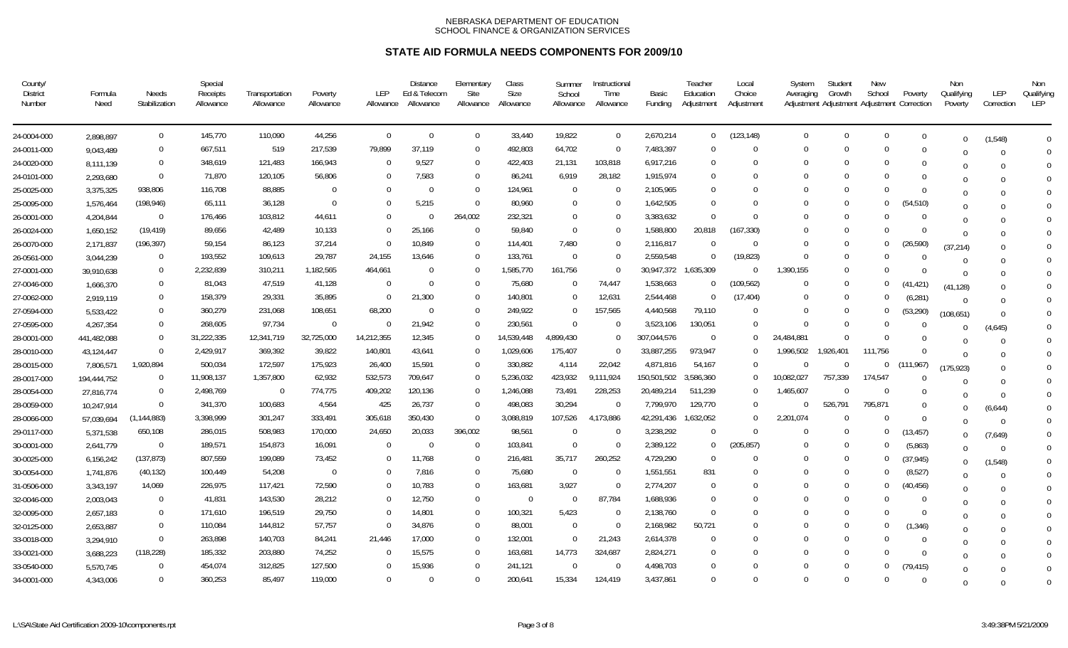NEBRASKA DEPARTMENT OF EDUCATION
SCHOOL FINANCE & ORGANIZATION SERVICES

# STATE AID FORMULA NEEDS COMPONENTS FOR 2009/10

| County/ District Number | Formula Need | Needs Stabilization | Special Receipts Allowance | Transportation Allowance | Poverty Allowance | LEP Allowance | Distance Ed & Telecom Allowance | Elementary Site Allowance | Class Size Allowance | Summer School Allowance | Instructional Time Allowance | Basic Funding | Teacher Education Adjustment | Local Choice Adjustment | System Averaging Adjustment | Student Growth Adjustment | New School Adjustment | Poverty Correction | Non Qualifying Poverty | LEP Correction | Non Qualifying LEP |
|---|---|---|---|---|---|---|---|---|---|---|---|---|---|---|---|---|---|---|---|---|---|
| 24-0004-000 | 2,898,897 | 0 | 145,770 | 110,090 | 44,256 | 0 | 0 | 0 | 33,440 | 19,822 | 0 | 2,670,214 | 0 | (123,148) | 0 | 0 | 0 | 0 | 0 | (1,548) | 0 |
| 24-0011-000 | 9,043,489 | 0 | 667,511 | 519 | 217,539 | 79,899 | 37,119 | 0 | 492,803 | 64,702 | 0 | 7,483,397 | 0 | 0 | 0 | 0 | 0 | 0 | 0 | 0 | 0 |
| 24-0020-000 | 8,111,139 | 0 | 348,619 | 121,483 | 166,943 | 0 | 9,527 | 0 | 422,403 | 21,131 | 103,818 | 6,917,216 | 0 | 0 | 0 | 0 | 0 | 0 | 0 | 0 | 0 |
| 24-0101-000 | 2,293,680 | 0 | 71,870 | 120,105 | 56,806 | 0 | 7,583 | 0 | 86,241 | 6,919 | 28,182 | 1,915,974 | 0 | 0 | 0 | 0 | 0 | 0 | 0 | 0 | 0 |
| 25-0025-000 | 3,375,325 | 938,806 | 116,708 | 88,885 | 0 | 0 | 0 | 0 | 124,961 | 0 | 0 | 2,105,965 | 0 | 0 | 0 | 0 | 0 | 0 | 0 | 0 | 0 |
| 25-0095-000 | 1,576,464 | (198,946) | 65,111 | 36,128 | 0 | 0 | 5,215 | 0 | 80,960 | 0 | 0 | 1,642,505 | 0 | 0 | 0 | 0 | 0 | (54,510) | 0 | 0 | 0 |
| 26-0001-000 | 4,204,844 | 0 | 176,466 | 103,812 | 44,611 | 0 | 0 | 264,002 | 232,321 | 0 | 0 | 3,383,632 | 0 | 0 | 0 | 0 | 0 | 0 | 0 | 0 | 0 |
| 26-0024-000 | 1,650,152 | (19,419) | 89,656 | 42,489 | 10,133 | 0 | 25,166 | 0 | 59,840 | 0 | 0 | 1,588,800 | 20,818 | (167,330) | 0 | 0 | 0 | 0 | 0 | 0 | 0 |
| 26-0070-000 | 2,171,837 | (196,397) | 59,154 | 86,123 | 37,214 | 0 | 10,849 | 0 | 114,401 | 7,480 | 0 | 2,116,817 | 0 | 0 | 0 | 0 | 0 | (26,590) | (37,214) | 0 | 0 |
| 26-0561-000 | 3,044,239 | 0 | 193,552 | 109,613 | 29,787 | 24,155 | 13,646 | 0 | 133,761 | 0 | 0 | 2,559,548 | 0 | (19,823) | 0 | 0 | 0 | 0 | 0 | 0 | 0 |
| 27-0001-000 | 39,910,638 | 0 | 2,232,839 | 310,211 | 1,182,565 | 464,661 | 0 | 0 | 1,585,770 | 161,756 | 0 | 30,947,372 | 1,635,309 | 0 | 1,390,155 | 0 | 0 | 0 | 0 | 0 | 0 |
| 27-0046-000 | 1,666,370 | 0 | 81,043 | 47,519 | 41,128 | 0 | 0 | 0 | 75,680 | 0 | 74,447 | 1,538,663 | 0 | (109,562) | 0 | 0 | 0 | (41,421) | (41,128) | 0 | 0 |
| 27-0062-000 | 2,919,119 | 0 | 158,379 | 29,331 | 35,895 | 0 | 21,300 | 0 | 140,801 | 0 | 12,631 | 2,544,468 | 0 | (17,404) | 0 | 0 | 0 | (6,281) | 0 | 0 | 0 |
| 27-0594-000 | 5,533,422 | 0 | 360,279 | 231,068 | 108,651 | 68,200 | 0 | 0 | 249,922 | 0 | 157,565 | 4,440,568 | 79,110 | 0 | 0 | 0 | 0 | (53,290) | (108,651) | 0 | 0 |
| 27-0595-000 | 4,267,354 | 0 | 268,605 | 97,734 | 0 | 0 | 21,942 | 0 | 230,561 | 0 | 0 | 3,523,106 | 130,051 | 0 | 0 | 0 | 0 | 0 | 0 | (4,645) | 0 |
| 28-0001-000 | 441,482,088 | 0 | 31,222,335 | 12,341,719 | 32,725,000 | 14,212,355 | 12,345 | 0 | 14,539,448 | 4,899,430 | 0 | 307,044,576 | 0 | 0 | 24,484,881 | 0 | 0 | 0 | 0 | 0 | 0 |
| 28-0010-000 | 43,124,447 | 0 | 2,429,917 | 369,392 | 39,822 | 140,801 | 43,641 | 0 | 1,029,606 | 175,407 | 0 | 33,887,255 | 973,947 | 0 | 1,996,502 | 1,926,401 | 111,756 | 0 | 0 | 0 | 0 |
| 28-0015-000 | 7,806,571 | 1,920,894 | 500,034 | 172,597 | 175,923 | 26,400 | 15,591 | 0 | 330,882 | 4,114 | 22,042 | 4,871,816 | 54,167 | 0 | 0 | 0 | 0 | (111,967) | (175,923) | 0 | 0 |
| 28-0017-000 | 194,444,752 | 0 | 11,908,137 | 1,357,800 | 62,932 | 532,573 | 709,647 | 0 | 5,236,032 | 423,932 | 9,111,924 | 150,501,502 | 3,586,360 | 0 | 10,082,027 | 757,339 | 174,547 | 0 | 0 | 0 | 0 |
| 28-0054-000 | 27,816,774 | 0 | 2,498,769 | 0 | 774,775 | 409,202 | 120,136 | 0 | 1,246,088 | 73,491 | 228,253 | 20,489,214 | 511,239 | 0 | 1,465,607 | 0 | 0 | 0 | 0 | 0 | 0 |
| 28-0059-000 | 10,247,914 | 0 | 341,370 | 100,683 | 4,564 | 425 | 26,737 | 0 | 498,083 | 30,294 | 0 | 7,799,970 | 129,770 | 0 | 0 | 526,791 | 795,871 | 0 | 0 | (6,644) | 0 |
| 28-0066-000 | 57,039,694 | (1,144,883) | 3,398,999 | 301,247 | 333,491 | 305,618 | 350,430 | 0 | 3,088,819 | 107,526 | 4,173,886 | 42,291,436 | 1,632,052 | 0 | 2,201,074 | 0 | 0 | 0 | 0 | 0 | 0 |
| 29-0117-000 | 5,371,538 | 650,108 | 286,015 | 508,983 | 170,000 | 24,650 | 20,033 | 396,002 | 98,561 | 0 | 0 | 3,238,292 | 0 | 0 | 0 | 0 | 0 | (13,457) | 0 | (7,649) | 0 |
| 30-0001-000 | 2,641,779 | 0 | 189,571 | 154,873 | 16,091 | 0 | 0 | 0 | 103,841 | 0 | 0 | 2,389,122 | 0 | (205,857) | 0 | 0 | 0 | (5,863) | 0 | 0 | 0 |
| 30-0025-000 | 6,156,242 | (137,873) | 807,559 | 199,089 | 73,452 | 0 | 11,768 | 0 | 216,481 | 35,717 | 260,252 | 4,729,290 | 0 | 0 | 0 | 0 | 0 | (37,945) | 0 | (1,548) | 0 |
| 30-0054-000 | 1,741,876 | (40,132) | 100,449 | 54,208 | 0 | 0 | 7,816 | 0 | 75,680 | 0 | 0 | 1,551,551 | 831 | 0 | 0 | 0 | 0 | (8,527) | 0 | 0 | 0 |
| 31-0506-000 | 3,343,197 | 14,069 | 226,975 | 117,421 | 72,590 | 0 | 10,783 | 0 | 163,681 | 3,927 | 0 | 2,774,207 | 0 | 0 | 0 | 0 | 0 | (40,456) | 0 | 0 | 0 |
| 32-0046-000 | 2,003,043 | 0 | 41,831 | 143,530 | 28,212 | 0 | 12,750 | 0 | 0 | 0 | 87,784 | 1,688,936 | 0 | 0 | 0 | 0 | 0 | 0 | 0 | 0 | 0 |
| 32-0095-000 | 2,657,183 | 0 | 171,610 | 196,519 | 29,750 | 0 | 14,801 | 0 | 100,321 | 5,423 | 0 | 2,138,760 | 0 | 0 | 0 | 0 | 0 | 0 | 0 | 0 | 0 |
| 32-0125-000 | 2,653,887 | 0 | 110,084 | 144,812 | 57,757 | 0 | 34,876 | 0 | 88,001 | 0 | 0 | 2,168,982 | 50,721 | 0 | 0 | 0 | 0 | (1,346) | 0 | 0 | 0 |
| 33-0018-000 | 3,294,910 | 0 | 263,898 | 140,703 | 84,241 | 21,446 | 17,000 | 0 | 132,001 | 0 | 21,243 | 2,614,378 | 0 | 0 | 0 | 0 | 0 | 0 | 0 | 0 | 0 |
| 33-0021-000 | 3,688,223 | (118,228) | 185,332 | 203,880 | 74,252 | 0 | 15,575 | 0 | 163,681 | 14,773 | 324,687 | 2,824,271 | 0 | 0 | 0 | 0 | 0 | 0 | 0 | 0 | 0 |
| 33-0540-000 | 5,570,745 | 0 | 454,074 | 312,825 | 127,500 | 0 | 15,936 | 0 | 241,121 | 0 | 0 | 4,498,703 | 0 | 0 | 0 | 0 | 0 | (79,415) | 0 | 0 | 0 |
| 34-0001-000 | 4,343,006 | 0 | 360,253 | 85,497 | 119,000 | 0 | 0 | 0 | 200,641 | 15,334 | 124,419 | 3,437,861 | 0 | 0 | 0 | 0 | 0 | 0 | 0 | 0 | 0 |

L:\SA\State Aid Certification 2009-10\components.rpt 3:49:38PM 5/21/2009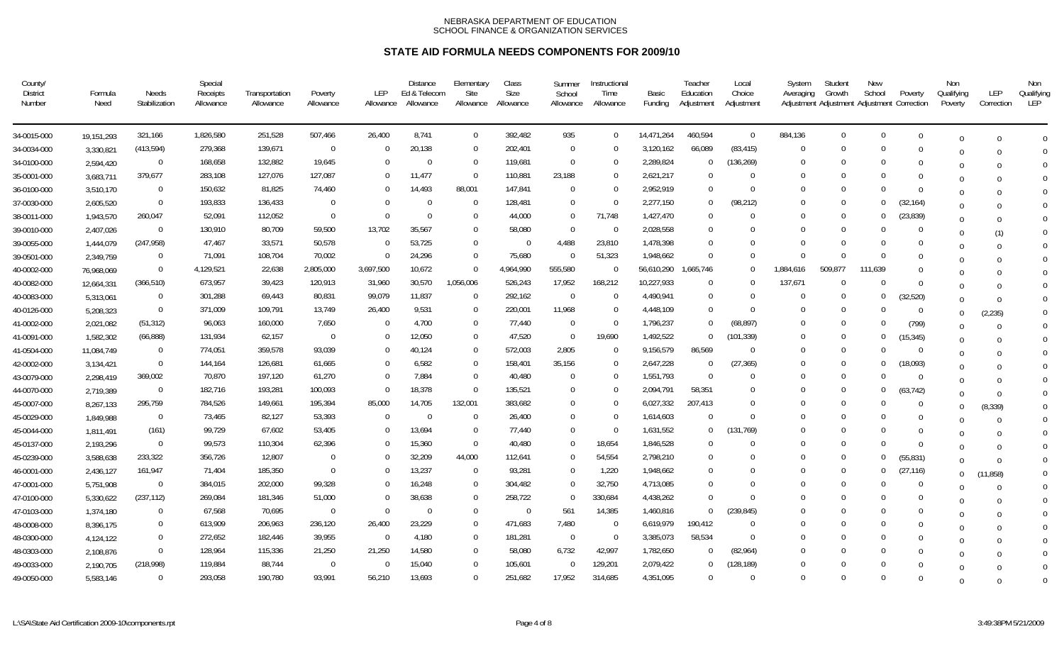NEBRASKA DEPARTMENT OF EDUCATION
SCHOOL FINANCE & ORGANIZATION SERVICES

## STATE AID FORMULA NEEDS COMPONENTS FOR 2009/10

| County/ District Number | Formula Need | Needs Stabilization | Special Receipts Allowance | Transportation Allowance | Poverty Allowance | LEP Allowance | Distance Ed & Telecom Allowance | Elementary Site Allowance | Class Size Allowance | Summer School Allowance | Instructional Time Allowance | Basic Funding | Teacher Education Adjustment | Local Choice Adjustment | System Averaging Adjustment | Student Growth Adjustment | New School Adjustment | Poverty Correction | Non Qualifying Poverty | LEP Correction | Non Qualifying LEP |
|---|---|---|---|---|---|---|---|---|---|---|---|---|---|---|---|---|---|---|---|---|---|
| 34-0015-000 | 19,151,293 | 321,166 | 1,826,580 | 251,528 | 507,466 | 26,400 | 8,741 | 0 | 392,482 | 935 | 0 | 14,471,264 | 460,594 | 0 | 884,136 | 0 | 0 | 0 | 0 | 0 | 0 |
| 34-0034-000 | 3,330,821 | (413,594) | 279,368 | 139,671 | 0 | 0 | 20,138 | 0 | 202,401 | 0 | 0 | 3,120,162 | 66,089 | (83,415) | 0 | 0 | 0 | 0 | 0 | 0 | 0 |
| 34-0100-000 | 2,594,420 | 0 | 168,658 | 132,882 | 19,645 | 0 | 0 | 0 | 119,681 | 0 | 0 | 2,289,824 | 0 | (136,269) | 0 | 0 | 0 | 0 | 0 | 0 | 0 |
| 35-0001-000 | 3,683,711 | 379,677 | 283,108 | 127,076 | 127,087 | 0 | 11,477 | 0 | 110,881 | 23,188 | 0 | 2,621,217 | 0 | 0 | 0 | 0 | 0 | 0 | 0 | 0 | 0 |
| 36-0100-000 | 3,510,170 | 0 | 150,632 | 81,825 | 74,460 | 0 | 14,493 | 88,001 | 147,841 | 0 | 0 | 2,952,919 | 0 | 0 | 0 | 0 | 0 | 0 | 0 | 0 | 0 |
| 37-0030-000 | 2,605,520 | 0 | 193,833 | 136,433 | 0 | 0 | 0 | 0 | 128,481 | 0 | 0 | 2,277,150 | 0 | (98,212) | 0 | 0 | 0 | (32,164) | 0 | 0 | 0 |
| 38-0011-000 | 1,943,570 | 260,047 | 52,091 | 112,052 | 0 | 0 | 0 | 0 | 44,000 | 0 | 71,748 | 1,427,470 | 0 | 0 | 0 | 0 | 0 | (23,839) | 0 | 0 | 0 |
| 39-0010-000 | 2,407,026 | 0 | 130,910 | 80,709 | 59,500 | 13,702 | 35,567 | 0 | 58,080 | 0 | 0 | 2,028,558 | 0 | 0 | 0 | 0 | 0 | 0 | 0 | (1) | 0 |
| 39-0055-000 | 1,444,079 | (247,958) | 47,467 | 33,571 | 50,578 | 0 | 53,725 | 0 | 0 | 4,488 | 23,810 | 1,478,398 | 0 | 0 | 0 | 0 | 0 | 0 | 0 | 0 | 0 |
| 39-0501-000 | 2,349,759 | 0 | 71,091 | 108,704 | 70,002 | 0 | 24,296 | 0 | 75,680 | 0 | 51,323 | 1,948,662 | 0 | 0 | 0 | 0 | 0 | 0 | 0 | 0 | 0 |
| 40-0002-000 | 76,968,069 | 0 | 4,129,521 | 22,638 | 2,805,000 | 3,697,500 | 10,672 | 0 | 4,964,990 | 555,580 | 0 | 56,610,290 | 1,665,746 | 0 | 1,884,616 | 509,877 | 111,639 | 0 | 0 | 0 | 0 |
| 40-0082-000 | 12,664,331 | (366,510) | 673,957 | 39,423 | 120,913 | 31,960 | 30,570 | 1,056,006 | 526,243 | 17,952 | 168,212 | 10,227,933 | 0 | 0 | 137,671 | 0 | 0 | 0 | 0 | 0 | 0 |
| 40-0083-000 | 5,313,061 | 0 | 301,288 | 69,443 | 80,831 | 99,079 | 11,837 | 0 | 292,162 | 0 | 0 | 4,490,941 | 0 | 0 | 0 | 0 | 0 | (32,520) | 0 | 0 | 0 |
| 40-0126-000 | 5,208,323 | 0 | 371,009 | 109,791 | 13,749 | 26,400 | 9,531 | 0 | 220,001 | 11,968 | 0 | 4,448,109 | 0 | 0 | 0 | 0 | 0 | 0 | 0 | (2,235) | 0 |
| 41-0002-000 | 2,021,082 | (51,312) | 96,063 | 160,000 | 7,650 | 0 | 4,700 | 0 | 77,440 | 0 | 0 | 1,796,237 | 0 | (68,897) | 0 | 0 | 0 | (799) | 0 | 0 | 0 |
| 41-0091-000 | 1,582,302 | (66,888) | 131,934 | 62,157 | 0 | 0 | 12,050 | 0 | 47,520 | 0 | 19,690 | 1,492,522 | 0 | (101,339) | 0 | 0 | 0 | (15,345) | 0 | 0 | 0 |
| 41-0504-000 | 11,084,749 | 0 | 774,051 | 359,578 | 93,039 | 0 | 40,124 | 0 | 572,003 | 2,805 | 0 | 9,156,579 | 86,569 | 0 | 0 | 0 | 0 | 0 | 0 | 0 | 0 |
| 42-0002-000 | 3,134,421 | 0 | 144,164 | 126,681 | 61,665 | 0 | 6,582 | 0 | 158,401 | 35,156 | 0 | 2,647,228 | 0 | (27,365) | 0 | 0 | 0 | (18,093) | 0 | 0 | 0 |
| 43-0079-000 | 2,298,419 | 369,002 | 70,870 | 197,120 | 61,270 | 0 | 7,884 | 0 | 40,480 | 0 | 0 | 1,551,793 | 0 | 0 | 0 | 0 | 0 | 0 | 0 | 0 | 0 |
| 44-0070-000 | 2,719,389 | 0 | 182,716 | 193,281 | 100,093 | 0 | 18,378 | 0 | 135,521 | 0 | 0 | 2,094,791 | 58,351 | 0 | 0 | 0 | 0 | (63,742) | 0 | 0 | 0 |
| 45-0007-000 | 8,267,133 | 295,759 | 784,526 | 149,661 | 195,394 | 85,000 | 14,705 | 132,001 | 383,682 | 0 | 0 | 6,027,332 | 207,413 | 0 | 0 | 0 | 0 | 0 | 0 | (8,339) | 0 |
| 45-0029-000 | 1,849,988 | 0 | 73,465 | 82,127 | 53,393 | 0 | 0 | 0 | 26,400 | 0 | 0 | 1,614,603 | 0 | 0 | 0 | 0 | 0 | 0 | 0 | 0 | 0 |
| 45-0044-000 | 1,811,491 | (161) | 99,729 | 67,602 | 53,405 | 0 | 13,694 | 0 | 77,440 | 0 | 0 | 1,631,552 | 0 | (131,769) | 0 | 0 | 0 | 0 | 0 | 0 | 0 |
| 45-0137-000 | 2,193,296 | 0 | 99,573 | 110,304 | 62,396 | 0 | 15,360 | 0 | 40,480 | 0 | 18,654 | 1,846,528 | 0 | 0 | 0 | 0 | 0 | 0 | 0 | 0 | 0 |
| 45-0239-000 | 3,588,638 | 233,322 | 356,726 | 12,807 | 0 | 0 | 32,209 | 44,000 | 112,641 | 0 | 54,554 | 2,798,210 | 0 | 0 | 0 | 0 | 0 | (55,831) | 0 | 0 | 0 |
| 46-0001-000 | 2,436,127 | 161,947 | 71,404 | 185,350 | 0 | 0 | 13,237 | 0 | 93,281 | 0 | 1,220 | 1,948,662 | 0 | 0 | 0 | 0 | 0 | (27,116) | 0 | (11,858) | 0 |
| 47-0001-000 | 5,751,908 | 0 | 384,015 | 202,000 | 99,328 | 0 | 16,248 | 0 | 304,482 | 0 | 32,750 | 4,713,085 | 0 | 0 | 0 | 0 | 0 | 0 | 0 | 0 | 0 |
| 47-0100-000 | 5,330,622 | (237,112) | 269,084 | 181,346 | 51,000 | 0 | 38,638 | 0 | 258,722 | 0 | 330,684 | 4,438,262 | 0 | 0 | 0 | 0 | 0 | 0 | 0 | 0 | 0 |
| 47-0103-000 | 1,374,180 | 0 | 67,568 | 70,695 | 0 | 0 | 0 | 0 | 0 | 561 | 14,385 | 1,460,816 | 0 | (239,845) | 0 | 0 | 0 | 0 | 0 | 0 | 0 |
| 48-0008-000 | 8,396,175 | 0 | 613,909 | 206,963 | 236,120 | 26,400 | 23,229 | 0 | 471,683 | 7,480 | 0 | 6,619,979 | 190,412 | 0 | 0 | 0 | 0 | 0 | 0 | 0 | 0 |
| 48-0300-000 | 4,124,122 | 0 | 272,652 | 182,446 | 39,955 | 0 | 4,180 | 0 | 181,281 | 0 | 0 | 3,385,073 | 58,534 | 0 | 0 | 0 | 0 | 0 | 0 | 0 | 0 |
| 48-0303-000 | 2,108,876 | 0 | 128,964 | 115,336 | 21,250 | 21,250 | 14,580 | 0 | 58,080 | 6,732 | 42,997 | 1,782,650 | 0 | (82,964) | 0 | 0 | 0 | 0 | 0 | 0 | 0 |
| 49-0033-000 | 2,190,705 | (218,998) | 119,884 | 88,744 | 0 | 0 | 15,040 | 0 | 105,601 | 0 | 129,201 | 2,079,422 | 0 | (128,189) | 0 | 0 | 0 | 0 | 0 | 0 | 0 |
| 49-0050-000 | 5,583,146 | 0 | 293,058 | 190,780 | 93,991 | 56,210 | 13,693 | 0 | 251,682 | 17,952 | 314,685 | 4,351,095 | 0 | 0 | 0 | 0 | 0 | 0 | 0 | 0 | 0 |

L:\SA\State Aid Certification 2009-10\components.rpt  3:49:38PM 5/21/2009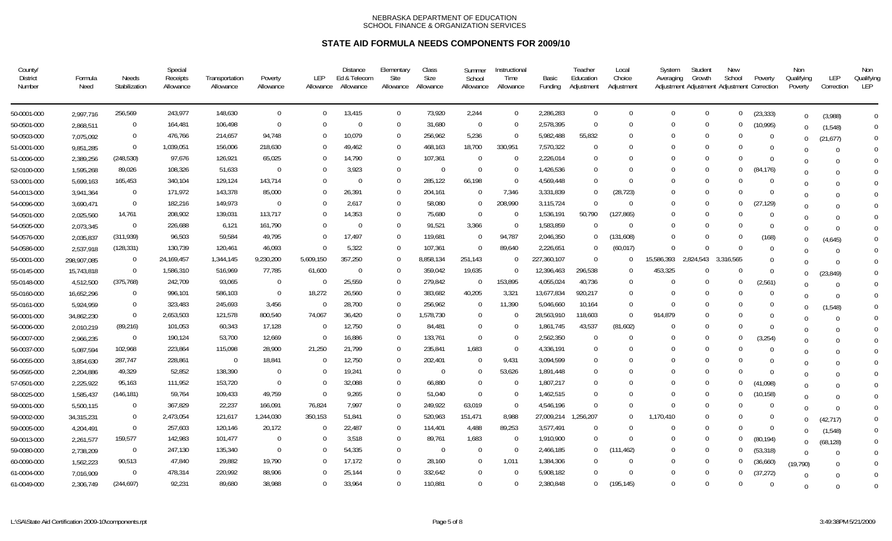NEBRASKA DEPARTMENT OF EDUCATION
SCHOOL FINANCE & ORGANIZATION SERVICES

## STATE AID FORMULA NEEDS COMPONENTS FOR 2009/10

| County/ District Number | Formula Need | Needs Stabilization | Special Receipts Allowance | Transportation Allowance | Poverty Allowance | LEP Allowance | Distance Ed & Telecom Allowance | Elementary Site Allowance | Class Size Allowance | Summer School Allowance | Instructional Time Allowance | Basic Funding | Teacher Education Adjustment | Local Choice Adjustment | System Averaging Adjustment | Student Growth Adjustment | New School Adjustment | Poverty Correction | Non Qualifying Poverty | LEP Correction | Non Qualifying LEP |
|---|---|---|---|---|---|---|---|---|---|---|---|---|---|---|---|---|---|---|---|---|---|
| 50-0001-000 | 2,997,716 | 256,569 | 243,977 | 148,630 | 0 | 0 | 13,415 | 0 | 73,920 | 2,244 | 0 | 2,286,283 | 0 | 0 | 0 | 0 | 0 | (23,333) | 0 | (3,988) | 0 |
| 50-0501-000 | 2,868,511 | 0 | 164,481 | 106,498 | 0 | 0 | 0 | 0 | 31,680 | 0 | 0 | 2,578,395 | 0 | 0 | 0 | 0 | 0 | (10,995) | 0 | (1,548) | 0 |
| 50-0503-000 | 7,075,092 | 0 | 476,766 | 214,657 | 94,748 | 0 | 10,079 | 0 | 256,962 | 5,236 | 0 | 5,982,488 | 55,832 | 0 | 0 | 0 | 0 | 0 | 0 | (21,677) | 0 |
| 51-0001-000 | 9,851,285 | 0 | 1,039,051 | 156,006 | 218,630 | 0 | 49,462 | 0 | 468,163 | 18,700 | 330,951 | 7,570,322 | 0 | 0 | 0 | 0 | 0 | 0 | 0 | 0 | 0 |
| 51-0006-000 | 2,389,256 | (248,530) | 97,676 | 126,921 | 65,025 | 0 | 14,790 | 0 | 107,361 | 0 | 0 | 2,226,014 | 0 | 0 | 0 | 0 | 0 | 0 | 0 | 0 | 0 |
| 52-0100-000 | 1,595,268 | 89,026 | 108,326 | 51,633 | 0 | 0 | 3,923 | 0 | 0 | 0 | 0 | 1,426,536 | 0 | 0 | 0 | 0 | 0 | (84,176) | 0 | 0 | 0 |
| 53-0001-000 | 5,699,163 | 165,453 | 340,104 | 129,124 | 143,714 | 0 | 0 | 0 | 285,122 | 66,198 | 0 | 4,569,448 | 0 | 0 | 0 | 0 | 0 | 0 | 0 | 0 | 0 |
| 54-0013-000 | 3,941,364 | 0 | 171,972 | 143,378 | 85,000 | 0 | 26,391 | 0 | 204,161 | 0 | 7,346 | 3,331,839 | 0 | (28,723) | 0 | 0 | 0 | 0 | 0 | 0 | 0 |
| 54-0096-000 | 3,690,471 | 0 | 182,216 | 149,973 | 0 | 0 | 2,617 | 0 | 58,080 | 0 | 208,990 | 3,115,724 | 0 | 0 | 0 | 0 | 0 | (27,129) | 0 | 0 | 0 |
| 54-0501-000 | 2,025,560 | 14,761 | 208,902 | 139,031 | 113,717 | 0 | 14,353 | 0 | 75,680 | 0 | 0 | 1,536,191 | 50,790 | (127,865) | 0 | 0 | 0 | 0 | 0 | 0 | 0 |
| 54-0505-000 | 2,073,345 | 0 | 226,688 | 6,121 | 161,790 | 0 | 0 | 0 | 91,521 | 3,366 | 0 | 1,583,859 | 0 | 0 | 0 | 0 | 0 | 0 | 0 | 0 | 0 |
| 54-0576-000 | 2,035,837 | (311,939) | 96,503 | 59,584 | 49,795 | 0 | 17,497 | 0 | 119,681 | 0 | 94,787 | 2,046,350 | 0 | (131,608) | 0 | 0 | 0 | (168) | 0 | (4,645) | 0 |
| 54-0586-000 | 2,537,918 | (128,331) | 130,739 | 120,461 | 46,093 | 0 | 5,322 | 0 | 107,361 | 0 | 89,640 | 2,226,651 | 0 | (60,017) | 0 | 0 | 0 | 0 | 0 | 0 | 0 |
| 55-0001-000 | 298,907,085 | 0 | 24,169,457 | 1,344,145 | 9,230,200 | 5,609,150 | 357,250 | 0 | 8,858,134 | 251,143 | 0 | 227,360,107 | 0 | 0 | 15,586,393 | 2,824,543 | 3,316,565 | 0 | 0 | 0 | 0 |
| 55-0145-000 | 15,743,818 | 0 | 1,586,310 | 516,969 | 77,785 | 61,600 | 0 | 0 | 359,042 | 19,635 | 0 | 12,396,463 | 296,538 | 0 | 453,325 | 0 | 0 | 0 | 0 | (23,849) | 0 |
| 55-0148-000 | 4,512,500 | (375,768) | 242,709 | 93,065 | 0 | 0 | 25,559 | 0 | 279,842 | 0 | 153,895 | 4,055,024 | 40,736 | 0 | 0 | 0 | 0 | (2,561) | 0 | 0 | 0 |
| 55-0160-000 | 16,652,296 | 0 | 996,101 | 586,103 | 0 | 18,272 | 26,560 | 0 | 383,682 | 40,205 | 3,321 | 13,677,834 | 920,217 | 0 | 0 | 0 | 0 | 0 | 0 | 0 | 0 |
| 55-0161-000 | 5,924,959 | 0 | 323,483 | 245,693 | 3,456 | 0 | 28,700 | 0 | 256,962 | 0 | 11,390 | 5,046,660 | 10,164 | 0 | 0 | 0 | 0 | 0 | 0 | (1,548) | 0 |
| 56-0001-000 | 34,862,230 | 0 | 2,653,503 | 121,578 | 800,540 | 74,067 | 36,420 | 0 | 1,578,730 | 0 | 0 | 28,563,910 | 118,603 | 0 | 914,879 | 0 | 0 | 0 | 0 | 0 | 0 |
| 56-0006-000 | 2,010,219 | (89,216) | 101,053 | 60,343 | 17,128 | 0 | 12,750 | 0 | 84,481 | 0 | 0 | 1,861,745 | 43,537 | (81,602) | 0 | 0 | 0 | 0 | 0 | 0 | 0 |
| 56-0007-000 | 2,966,235 | 0 | 190,124 | 53,700 | 12,669 | 0 | 16,886 | 0 | 133,761 | 0 | 0 | 2,562,350 | 0 | 0 | 0 | 0 | 0 | (3,254) | 0 | 0 | 0 |
| 56-0037-000 | 5,087,594 | 102,968 | 223,864 | 115,098 | 28,900 | 21,250 | 21,799 | 0 | 235,841 | 1,683 | 0 | 4,336,191 | 0 | 0 | 0 | 0 | 0 | 0 | 0 | 0 | 0 |
| 56-0055-000 | 3,854,630 | 287,747 | 228,861 | 0 | 18,841 | 0 | 12,750 | 0 | 202,401 | 0 | 9,431 | 3,094,599 | 0 | 0 | 0 | 0 | 0 | 0 | 0 | 0 | 0 |
| 56-0565-000 | 2,204,886 | 49,329 | 52,852 | 138,390 | 0 | 0 | 19,241 | 0 | 0 | 0 | 53,626 | 1,891,448 | 0 | 0 | 0 | 0 | 0 | 0 | 0 | 0 | 0 |
| 57-0501-000 | 2,225,922 | 95,163 | 111,952 | 153,720 | 0 | 0 | 32,088 | 0 | 66,880 | 0 | 0 | 1,807,217 | 0 | 0 | 0 | 0 | 0 | (41,098) | 0 | 0 | 0 |
| 58-0025-000 | 1,585,437 | (146,181) | 59,764 | 109,433 | 49,759 | 0 | 9,265 | 0 | 51,040 | 0 | 0 | 1,462,515 | 0 | 0 | 0 | 0 | 0 | (10,158) | 0 | 0 | 0 |
| 59-0001-000 | 5,500,115 | 0 | 367,829 | 22,237 | 166,091 | 76,824 | 7,997 | 0 | 249,922 | 63,019 | 0 | 4,546,196 | 0 | 0 | 0 | 0 | 0 | 0 | 0 | 0 | 0 |
| 59-0002-000 | 34,315,231 | 0 | 2,473,054 | 121,617 | 1,244,030 | 350,153 | 51,841 | 0 | 520,963 | 151,471 | 8,988 | 27,009,214 | 1,256,207 | 0 | 1,170,410 | 0 | 0 | 0 | 0 | (42,717) | 0 |
| 59-0005-000 | 4,204,491 | 0 | 257,603 | 120,146 | 20,172 | 0 | 22,487 | 0 | 114,401 | 4,488 | 89,253 | 3,577,491 | 0 | 0 | 0 | 0 | 0 | 0 | 0 | (1,548) | 0 |
| 59-0013-000 | 2,261,577 | 159,577 | 142,983 | 101,477 | 0 | 0 | 3,518 | 0 | 89,761 | 1,683 | 0 | 1,910,900 | 0 | 0 | 0 | 0 | 0 | (80,194) | 0 | (68,128) | 0 |
| 59-0080-000 | 2,738,209 | 0 | 247,130 | 135,340 | 0 | 0 | 54,335 | 0 | 0 | 0 | 0 | 2,466,185 | 0 | (111,462) | 0 | 0 | 0 | (53,318) | 0 | 0 | 0 |
| 60-0090-000 | 1,562,223 | 90,513 | 47,840 | 29,882 | 19,790 | 0 | 17,172 | 0 | 28,160 | 0 | 1,011 | 1,384,306 | 0 | 0 | 0 | 0 | 0 | (36,660) | (19,790) | 0 | 0 |
| 61-0004-000 | 7,016,909 | 0 | 478,314 | 220,992 | 88,906 | 0 | 25,144 | 0 | 332,642 | 0 | 0 | 5,908,182 | 0 | 0 | 0 | 0 | 0 | (37,272) | 0 | 0 | 0 |
| 61-0049-000 | 2,306,749 | (244,697) | 92,231 | 89,680 | 38,988 | 0 | 33,964 | 0 | 110,881 | 0 | 0 | 2,380,848 | 0 | (195,145) | 0 | 0 | 0 | 0 | 0 | 0 | 0 |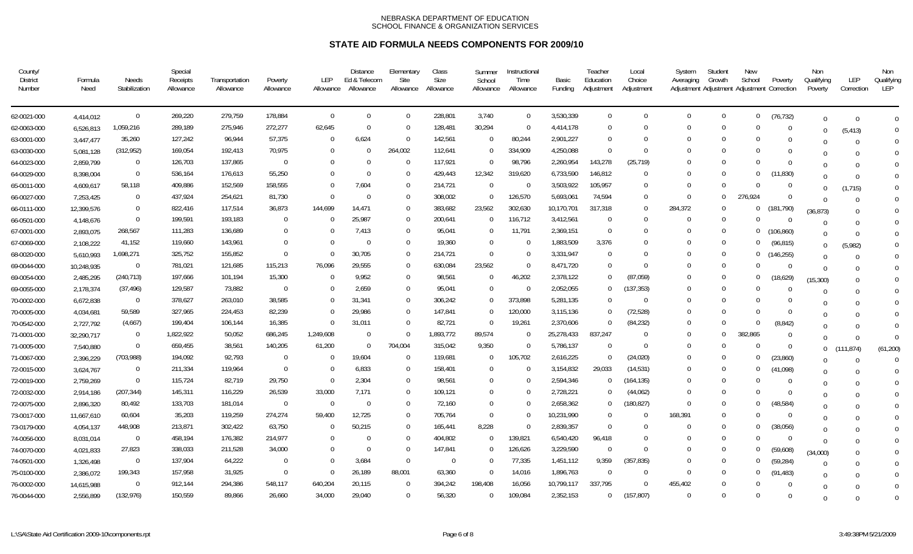NEBRASKA DEPARTMENT OF EDUCATION
SCHOOL FINANCE & ORGANIZATION SERVICES

## STATE AID FORMULA NEEDS COMPONENTS FOR 2009/10

| County/ District Number | Formula Need | Needs Stabilization | Special Receipts Allowance | Transportation Allowance | Poverty Allowance | LEP Allowance | Distance Ed & Telecom Allowance | Elementary Site Allowance | Class Size Allowance | Summer School Allowance | Instructional Time Allowance | Basic Funding | Teacher Education Adjustment | Local Choice Adjustment | System Averaging Adjustment | Student Growth Adjustment | New School Adjustment | Poverty Correction | Non Qualifying Poverty | LEP Correction | Non Qualifying LEP |
|---|---|---|---|---|---|---|---|---|---|---|---|---|---|---|---|---|---|---|---|---|---|
| 62-0021-000 | 4,414,012 | 0 | 269,220 | 279,759 | 178,884 | 0 | 0 | 0 | 228,801 | 3,740 | 0 | 3,530,339 | 0 | 0 | 0 | 0 | 0 | (76,732) | 0 | 0 | 0 |
| 62-0063-000 | 6,526,813 | 1,059,216 | 289,189 | 275,946 | 272,277 | 62,645 | 0 | 0 | 128,481 | 30,294 | 0 | 4,414,178 | 0 | 0 | 0 | 0 | 0 | 0 | 0 | (5,413) | 0 |
| 63-0001-000 | 3,447,477 | 35,260 | 127,242 | 96,944 | 57,375 | 0 | 6,624 | 0 | 142,561 | 0 | 80,244 | 2,901,227 | 0 | 0 | 0 | 0 | 0 | 0 | 0 | 0 | 0 |
| 63-0030-000 | 5,081,128 | (312,952) | 169,054 | 192,413 | 70,975 | 0 | 0 | 264,002 | 112,641 | 0 | 334,909 | 4,250,088 | 0 | 0 | 0 | 0 | 0 | 0 | 0 | 0 | 0 |
| 64-0023-000 | 2,859,799 | 0 | 126,703 | 137,865 | 0 | 0 | 0 | 0 | 117,921 | 0 | 98,796 | 2,260,954 | 143,278 | (25,719) | 0 | 0 | 0 | 0 | 0 | 0 | 0 |
| 64-0029-000 | 8,398,004 | 0 | 536,164 | 176,613 | 55,250 | 0 | 0 | 0 | 429,443 | 12,342 | 319,620 | 6,733,590 | 146,812 | 0 | 0 | 0 | 0 | (11,830) | 0 | 0 | 0 |
| 65-0011-000 | 4,609,617 | 58,118 | 409,886 | 152,569 | 158,555 | 0 | 7,604 | 0 | 214,721 | 0 | 0 | 3,503,922 | 105,957 | 0 | 0 | 0 | 0 | 0 | 0 | (1,715) | 0 |
| 66-0027-000 | 7,253,425 | 0 | 437,924 | 254,621 | 81,730 | 0 | 0 | 0 | 308,002 | 0 | 126,570 | 5,693,061 | 74,594 | 0 | 0 | 0 | 276,924 | 0 | 0 | 0 | 0 |
| 66-0111-000 | 12,399,576 | 0 | 822,416 | 117,514 | 36,873 | 144,699 | 14,471 | 0 | 383,682 | 23,562 | 302,630 | 10,170,701 | 317,318 | 0 | 284,372 | 0 | 0 | (181,790) | (36,873) | 0 | 0 |
| 66-0501-000 | 4,148,676 | 0 | 199,591 | 193,183 | 0 | 0 | 25,987 | 0 | 200,641 | 0 | 116,712 | 3,412,561 | 0 | 0 | 0 | 0 | 0 | 0 | 0 | 0 | 0 |
| 67-0001-000 | 2,893,075 | 268,567 | 111,283 | 136,689 | 0 | 0 | 7,413 | 0 | 95,041 | 0 | 11,791 | 2,369,151 | 0 | 0 | 0 | 0 | 0 | (106,860) | 0 | 0 | 0 |
| 67-0069-000 | 2,108,222 | 41,152 | 119,660 | 143,961 | 0 | 0 | 0 | 0 | 19,360 | 0 | 0 | 1,883,509 | 3,376 | 0 | 0 | 0 | 0 | (96,815) | 0 | (5,982) | 0 |
| 68-0020-000 | 5,610,993 | 1,698,271 | 325,752 | 155,852 | 0 | 0 | 30,705 | 0 | 214,721 | 0 | 0 | 3,331,947 | 0 | 0 | 0 | 0 | 0 | (146,255) | 0 | 0 | 0 |
| 69-0044-000 | 10,248,935 | 0 | 781,021 | 121,685 | 115,213 | 76,096 | 29,555 | 0 | 630,084 | 23,562 | 0 | 8,471,720 | 0 | 0 | 0 | 0 | 0 | 0 | 0 | 0 | 0 |
| 69-0054-000 | 2,485,295 | (240,713) | 197,666 | 101,194 | 15,300 | 0 | 9,952 | 0 | 98,561 | 0 | 46,202 | 2,378,122 | 0 | (87,059) | 0 | 0 | 0 | (18,629) | (15,300) | 0 | 0 |
| 69-0055-000 | 2,178,374 | (37,496) | 129,587 | 73,882 | 0 | 0 | 2,659 | 0 | 95,041 | 0 | 0 | 2,052,055 | 0 | (137,353) | 0 | 0 | 0 | 0 | 0 | 0 | 0 |
| 70-0002-000 | 6,672,838 | 0 | 378,627 | 263,010 | 38,585 | 0 | 31,341 | 0 | 306,242 | 0 | 373,898 | 5,281,135 | 0 | 0 | 0 | 0 | 0 | 0 | 0 | 0 | 0 |
| 70-0005-000 | 4,034,681 | 59,589 | 327,965 | 224,453 | 82,239 | 0 | 29,986 | 0 | 147,841 | 0 | 120,000 | 3,115,136 | 0 | (72,528) | 0 | 0 | 0 | 0 | 0 | 0 | 0 |
| 70-0542-000 | 2,727,792 | (4,667) | 199,404 | 106,144 | 16,385 | 0 | 31,011 | 0 | 82,721 | 0 | 19,261 | 2,370,606 | 0 | (84,232) | 0 | 0 | 0 | (8,842) | 0 | 0 | 0 |
| 71-0001-000 | 32,290,717 | 0 | 1,822,922 | 50,052 | 686,245 | 1,249,608 | 0 | 0 | 1,893,772 | 89,574 | 0 | 25,278,433 | 837,247 | 0 | 0 | 0 | 382,865 | 0 | 0 | 0 | 0 |
| 71-0005-000 | 7,540,880 | 0 | 659,455 | 38,561 | 140,205 | 61,200 | 0 | 704,004 | 315,042 | 9,350 | 0 | 5,786,137 | 0 | 0 | 0 | 0 | 0 | 0 | 0 | (111,874) | (61,200) |
| 71-0067-000 | 2,396,229 | (703,988) | 194,092 | 92,793 | 0 | 0 | 19,604 | 0 | 119,681 | 0 | 105,702 | 2,616,225 | 0 | (24,020) | 0 | 0 | 0 | (23,860) | 0 | 0 | 0 |
| 72-0015-000 | 3,624,767 | 0 | 211,334 | 119,964 | 0 | 0 | 6,833 | 0 | 158,401 | 0 | 0 | 3,154,832 | 29,033 | (14,531) | 0 | 0 | 0 | (41,098) | 0 | 0 | 0 |
| 72-0019-000 | 2,759,269 | 0 | 115,724 | 82,719 | 29,750 | 0 | 2,304 | 0 | 98,561 | 0 | 0 | 2,594,346 | 0 | (164,135) | 0 | 0 | 0 | 0 | 0 | 0 | 0 |
| 72-0032-000 | 2,914,186 | (207,344) | 145,311 | 116,229 | 26,539 | 33,000 | 7,171 | 0 | 109,121 | 0 | 0 | 2,728,221 | 0 | (44,062) | 0 | 0 | 0 | 0 | 0 | 0 | 0 |
| 72-0075-000 | 2,896,320 | 80,492 | 133,703 | 181,014 | 0 | 0 | 0 | 0 | 72,160 | 0 | 0 | 2,658,362 | 0 | (180,827) | 0 | 0 | 0 | (48,584) | 0 | 0 | 0 |
| 73-0017-000 | 11,667,610 | 60,604 | 35,203 | 119,259 | 274,274 | 59,400 | 12,725 | 0 | 705,764 | 0 | 0 | 10,231,990 | 0 | 0 | 168,391 | 0 | 0 | 0 | 0 | 0 | 0 |
| 73-0179-000 | 4,054,137 | 448,908 | 213,871 | 302,422 | 63,750 | 0 | 50,215 | 0 | 165,441 | 8,228 | 0 | 2,839,357 | 0 | 0 | 0 | 0 | 0 | (38,056) | 0 | 0 | 0 |
| 74-0056-000 | 8,031,014 | 0 | 458,194 | 176,382 | 214,977 | 0 | 0 | 0 | 404,802 | 0 | 139,821 | 6,540,420 | 96,418 | 0 | 0 | 0 | 0 | 0 | 0 | 0 | 0 |
| 74-0070-000 | 4,021,833 | 27,823 | 338,033 | 211,528 | 34,000 | 0 | 0 | 0 | 147,841 | 0 | 126,626 | 3,229,590 | 0 | 0 | 0 | 0 | 0 | (59,608) | (34,000) | 0 | 0 |
| 74-0501-000 | 1,326,498 | 0 | 137,904 | 64,222 | 0 | 0 | 3,684 | 0 | 0 | 0 | 77,335 | 1,451,112 | 9,359 | (357,835) | 0 | 0 | 0 | (59,284) | 0 | 0 | 0 |
| 75-0100-000 | 2,386,072 | 199,343 | 157,958 | 31,925 | 0 | 0 | 26,189 | 88,001 | 63,360 | 0 | 14,016 | 1,896,763 | 0 | 0 | 0 | 0 | 0 | (91,483) | 0 | 0 | 0 |
| 76-0002-000 | 14,615,988 | 0 | 912,144 | 294,386 | 548,117 | 640,204 | 20,115 | 0 | 394,242 | 198,408 | 16,056 | 10,799,117 | 337,795 | 0 | 455,402 | 0 | 0 | 0 | 0 | 0 | 0 |
| 76-0044-000 | 2,556,899 | (132,976) | 150,559 | 89,866 | 26,660 | 34,000 | 29,040 | 0 | 56,320 | 0 | 109,084 | 2,352,153 | 0 | (157,807) | 0 | 0 | 0 | 0 | 0 | 0 | 0 |

L:\SA\State Aid Certification 2009-10\components.rpt 3:49:38PM 5/21/2009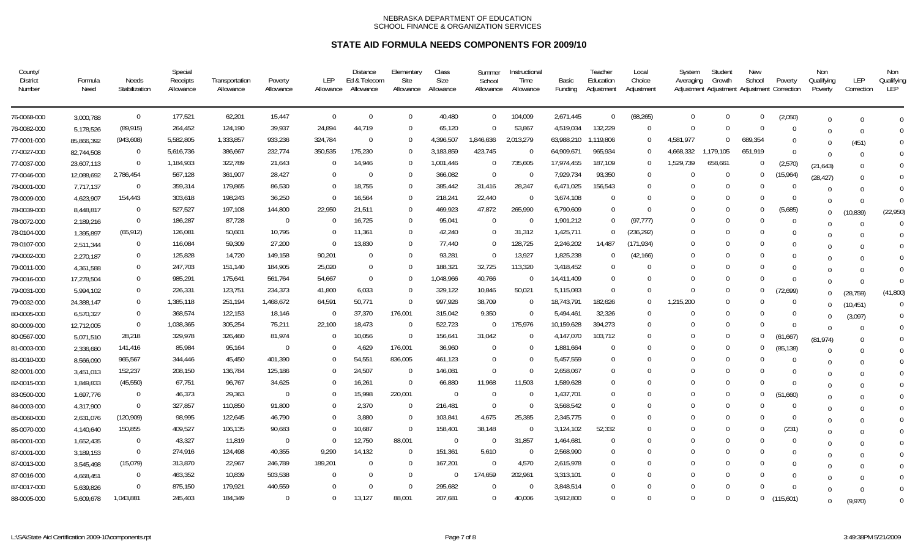NEBRASKA DEPARTMENT OF EDUCATION
SCHOOL FINANCE & ORGANIZATION SERVICES

## STATE AID FORMULA NEEDS COMPONENTS FOR 2009/10

| County/ District Number | Formula Need | Needs Stabilization | Special Receipts Allowance | Transportation Allowance | Poverty Allowance | LEP Allowance | Distance Ed & Telecom Allowance | Elementary Site Allowance | Class Size Allowance | Summer School Allowance | Instructional Time Allowance | Basic Funding | Teacher Education Adjustment | Local Choice Adjustment | System Averaging Adjustment | Student Growth Adjustment | New School Adjustment | Poverty Correction | Non Qualifying Poverty | LEP Correction | Non Qualifying LEP |
|---|---|---|---|---|---|---|---|---|---|---|---|---|---|---|---|---|---|---|---|---|---|
| 76-0068-000 | 3,000,788 | 0 | 177,521 | 62,201 | 15,447 | 0 | 0 | 0 | 40,480 | 0 | 104,009 | 2,671,445 | 0 | (68,265) | 0 | 0 | 0 | (2,050) | 0 | 0 | 0 |
| 76-0082-000 | 5,178,526 | (89,915) | 264,452 | 124,190 | 39,937 | 24,894 | 44,719 | 0 | 65,120 | 0 | 53,867 | 4,519,034 | 132,229 | 0 | 0 | 0 | 0 | 0 | 0 | 0 | 0 |
| 77-0001-000 | 85,866,392 | (943,608) | 5,582,805 | 1,333,857 | 933,236 | 324,784 | 0 | 0 | 4,396,507 | 1,846,636 | 2,013,279 | 63,988,210 | 1,119,806 | 0 | 4,581,977 | 0 | 689,354 | 0 | 0 | (451) | 0 |
| 77-0027-000 | 82,744,508 | 0 | 5,616,736 | 386,667 | 232,774 | 350,535 | 175,230 | 0 | 3,183,859 | 423,745 | 0 | 64,909,671 | 965,934 | 0 | 4,668,332 | 1,179,105 | 651,919 | 0 | 0 | 0 | 0 |
| 77-0037-000 | 23,607,113 | 0 | 1,184,933 | 322,789 | 21,643 | 0 | 14,946 | 0 | 1,001,446 | 0 | 735,605 | 17,974,455 | 187,109 | 0 | 1,529,739 | 658,661 | 0 | (2,570) | (21,643) | 0 | 0 |
| 77-0046-000 | 12,088,692 | 2,786,454 | 567,128 | 361,907 | 28,427 | 0 | 0 | 0 | 366,082 | 0 | 0 | 7,929,734 | 93,350 | 0 | 0 | 0 | 0 | (15,964) | (28,427) | 0 | 0 |
| 78-0001-000 | 7,717,137 | 0 | 359,314 | 179,865 | 86,530 | 0 | 18,755 | 0 | 385,442 | 31,416 | 28,247 | 6,471,025 | 156,543 | 0 | 0 | 0 | 0 | 0 | 0 | 0 | 0 |
| 78-0009-000 | 4,623,907 | 154,443 | 303,618 | 198,243 | 36,250 | 0 | 16,564 | 0 | 218,241 | 22,440 | 0 | 3,674,108 | 0 | 0 | 0 | 0 | 0 | 0 | 0 | 0 | 0 |
| 78-0039-000 | 8,448,817 | 0 | 527,527 | 197,108 | 144,800 | 22,950 | 21,511 | 0 | 469,923 | 47,872 | 265,990 | 6,790,609 | 0 | 0 | 0 | 0 | 0 | (5,685) | 0 | (10,839) | (22,950) |
| 78-0072-000 | 2,189,216 | 0 | 186,287 | 87,728 | 0 | 0 | 16,725 | 0 | 95,041 | 0 | 0 | 1,901,212 | 0 | (97,777) | 0 | 0 | 0 | 0 | 0 | 0 | 0 |
| 78-0104-000 | 1,395,897 | (65,912) | 126,081 | 50,601 | 10,795 | 0 | 11,361 | 0 | 42,240 | 0 | 31,312 | 1,425,711 | 0 | (236,292) | 0 | 0 | 0 | 0 | 0 | 0 | 0 |
| 78-0107-000 | 2,511,344 | 0 | 116,084 | 59,309 | 27,200 | 0 | 13,830 | 0 | 77,440 | 0 | 128,725 | 2,246,202 | 14,487 | (171,934) | 0 | 0 | 0 | 0 | 0 | 0 | 0 |
| 79-0002-000 | 2,270,187 | 0 | 125,828 | 14,720 | 149,158 | 90,201 | 0 | 0 | 93,281 | 0 | 13,927 | 1,825,238 | 0 | (42,166) | 0 | 0 | 0 | 0 | 0 | 0 | 0 |
| 79-0011-000 | 4,361,588 | 0 | 247,703 | 151,140 | 184,905 | 25,020 | 0 | 0 | 188,321 | 32,725 | 113,320 | 3,418,452 | 0 | 0 | 0 | 0 | 0 | 0 | 0 | 0 | 0 |
| 79-0016-000 | 17,278,504 | 0 | 985,291 | 175,641 | 561,764 | 54,667 | 0 | 0 | 1,048,966 | 40,766 | 0 | 14,411,409 | 0 | 0 | 0 | 0 | 0 | 0 | 0 | 0 | 0 |
| 79-0031-000 | 5,994,102 | 0 | 226,331 | 123,751 | 234,373 | 41,800 | 6,033 | 0 | 329,122 | 10,846 | 50,021 | 5,115,083 | 0 | 0 | 0 | 0 | 0 | (72,699) | 0 | (28,759) | (41,800) |
| 79-0032-000 | 24,388,147 | 0 | 1,385,118 | 251,194 | 1,468,672 | 64,591 | 50,771 | 0 | 997,926 | 38,709 | 0 | 18,743,791 | 182,626 | 0 | 1,215,200 | 0 | 0 | 0 | 0 | (10,451) | 0 |
| 80-0005-000 | 6,570,327 | 0 | 368,574 | 122,153 | 18,146 | 0 | 37,370 | 176,001 | 315,042 | 9,350 | 0 | 5,494,461 | 32,326 | 0 | 0 | 0 | 0 | 0 | 0 | (3,097) | 0 |
| 80-0009-000 | 12,712,005 | 0 | 1,038,365 | 305,254 | 75,211 | 22,100 | 18,473 | 0 | 522,723 | 0 | 175,976 | 10,159,628 | 394,273 | 0 | 0 | 0 | 0 | 0 | 0 | 0 | 0 |
| 80-0567-000 | 5,071,510 | 28,218 | 329,978 | 326,460 | 81,974 | 0 | 10,056 | 0 | 156,641 | 31,042 | 0 | 4,147,070 | 103,712 | 0 | 0 | 0 | 0 | (61,667) | (81,974) | 0 | 0 |
| 81-0003-000 | 2,336,680 | 141,416 | 85,984 | 95,164 | 0 | 0 | 4,629 | 176,001 | 36,960 | 0 | 0 | 1,881,664 | 0 | 0 | 0 | 0 | 0 | (85,138) | 0 | 0 | 0 |
| 81-0010-000 | 8,566,090 | 965,567 | 344,446 | 45,450 | 401,390 | 0 | 54,551 | 836,005 | 461,123 | 0 | 0 | 5,457,559 | 0 | 0 | 0 | 0 | 0 | 0 | 0 | 0 | 0 |
| 82-0001-000 | 3,451,013 | 152,237 | 208,150 | 136,784 | 125,186 | 0 | 24,507 | 0 | 146,081 | 0 | 0 | 2,658,067 | 0 | 0 | 0 | 0 | 0 | 0 | 0 | 0 | 0 |
| 82-0015-000 | 1,849,833 | (45,550) | 67,751 | 96,767 | 34,625 | 0 | 16,261 | 0 | 66,880 | 11,968 | 11,503 | 1,589,628 | 0 | 0 | 0 | 0 | 0 | 0 | 0 | 0 | 0 |
| 83-0500-000 | 1,697,776 | 0 | 46,373 | 29,363 | 0 | 0 | 15,998 | 220,001 | 0 | 0 | 0 | 1,437,701 | 0 | 0 | 0 | 0 | 0 | (51,660) | 0 | 0 | 0 |
| 84-0003-000 | 4,317,900 | 0 | 327,857 | 110,850 | 91,800 | 0 | 2,370 | 0 | 216,481 | 0 | 0 | 3,568,542 | 0 | 0 | 0 | 0 | 0 | 0 | 0 | 0 | 0 |
| 85-0060-000 | 2,631,076 | (120,909) | 98,995 | 122,645 | 46,790 | 0 | 3,880 | 0 | 103,841 | 4,675 | 25,385 | 2,345,775 | 0 | 0 | 0 | 0 | 0 | 0 | 0 | 0 | 0 |
| 85-0070-000 | 4,140,640 | 150,855 | 409,527 | 106,135 | 90,683 | 0 | 10,687 | 0 | 158,401 | 38,148 | 0 | 3,124,102 | 52,332 | 0 | 0 | 0 | 0 | (231) | 0 | 0 | 0 |
| 86-0001-000 | 1,652,435 | 0 | 43,327 | 11,819 | 0 | 0 | 12,750 | 88,001 | 0 | 0 | 31,857 | 1,464,681 | 0 | 0 | 0 | 0 | 0 | 0 | 0 | 0 | 0 |
| 87-0001-000 | 3,189,153 | 0 | 274,916 | 124,498 | 40,355 | 9,290 | 14,132 | 0 | 151,361 | 5,610 | 0 | 2,568,990 | 0 | 0 | 0 | 0 | 0 | 0 | 0 | 0 | 0 |
| 87-0013-000 | 3,545,498 | (15,079) | 313,870 | 22,967 | 246,789 | 189,201 | 0 | 0 | 167,201 | 0 | 4,570 | 2,615,978 | 0 | 0 | 0 | 0 | 0 | 0 | 0 | 0 | 0 |
| 87-0016-000 | 4,668,451 | 0 | 463,352 | 10,839 | 503,538 | 0 | 0 | 0 | 0 | 174,659 | 202,961 | 3,313,101 | 0 | 0 | 0 | 0 | 0 | 0 | 0 | 0 | 0 |
| 87-0017-000 | 5,639,826 | 0 | 875,150 | 179,921 | 440,559 | 0 | 0 | 0 | 295,682 | 0 | 0 | 3,848,514 | 0 | 0 | 0 | 0 | 0 | 0 | 0 | 0 | 0 |
| 88-0005-000 | 5,609,678 | 1,043,881 | 245,403 | 184,349 | 0 | 0 | 13,127 | 88,001 | 207,681 | 0 | 40,006 | 3,912,800 | 0 | 0 | 0 | 0 | 0 | (115,601) | 0 | (9,970) | 0 |

L:\SA\State Aid Certification 2009-10\components.rpt 3:49:38PM 5/21/2009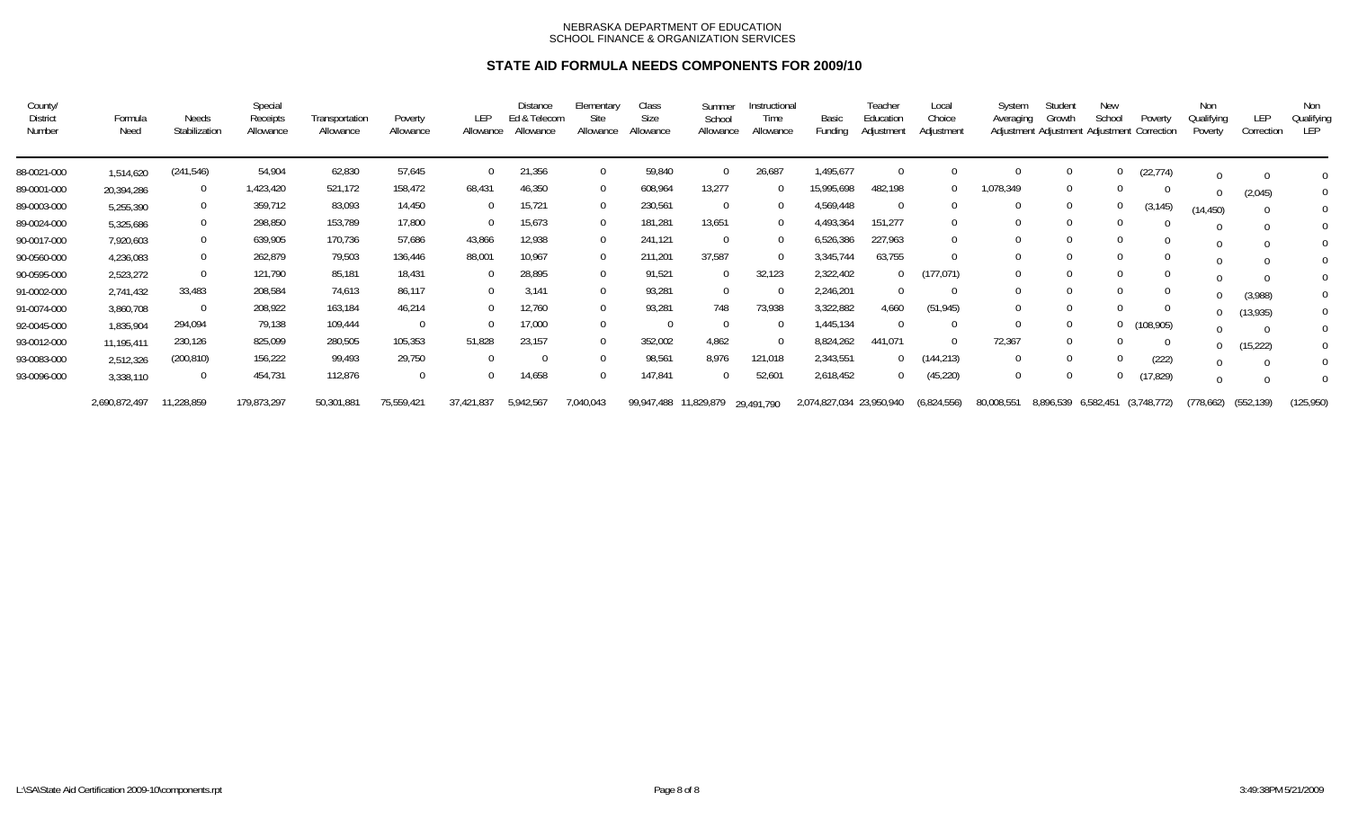NEBRASKA DEPARTMENT OF EDUCATION
SCHOOL FINANCE & ORGANIZATION SERVICES

# STATE AID FORMULA NEEDS COMPONENTS FOR 2009/10

| County/ District Number | Formula Need | Needs Stabilization | Special Receipts Allowance | Transportation Allowance | Poverty Allowance | LEP Allowance | Distance Ed & Telecom Allowance | Elementary Site Allowance | Class Size Allowance | Summer School Allowance | Instructional Time Allowance | Basic Funding | Teacher Education Adjustment | Local Choice Adjustment | System Averaging Adjustment | Student Growth Adjustment | New School Adjustment | Poverty Correction | Non Qualifying Poverty | LEP Correction | Non Qualifying LEP |
|---|---|---|---|---|---|---|---|---|---|---|---|---|---|---|---|---|---|---|---|---|---|
| 88-0021-000 | 1,514,620 | (241,546) | 54,904 | 62,830 | 57,645 | 0 | 21,356 | 0 | 59,840 | 0 | 26,687 | 1,495,677 | 0 | 0 | 0 | 0 | 0 | (22,774) | 0 | 0 | 0 |
| 89-0001-000 | 20,394,286 | 0 | 1,423,420 | 521,172 | 158,472 | 68,431 | 46,350 | 0 | 608,964 | 13,277 | 0 | 15,995,698 | 482,198 | 0 | 1,078,349 | 0 | 0 | 0 | 0 | (2,045) | 0 |
| 89-0003-000 | 5,255,390 | 0 | 359,712 | 83,093 | 14,450 | 0 | 15,721 | 0 | 230,561 | 0 | 0 | 4,569,448 | 0 | 0 | 0 | 0 | 0 | (3,145) | (14,450) | 0 | 0 |
| 89-0024-000 | 5,325,686 | 0 | 298,850 | 153,789 | 17,800 | 0 | 15,673 | 0 | 181,281 | 13,651 | 0 | 4,493,364 | 151,277 | 0 | 0 | 0 | 0 | 0 | 0 | 0 | 0 |
| 90-0017-000 | 7,920,603 | 0 | 639,905 | 170,736 | 57,686 | 43,866 | 12,938 | 0 | 241,121 | 0 | 0 | 6,526,386 | 227,963 | 0 | 0 | 0 | 0 | 0 | 0 | 0 | 0 |
| 90-0560-000 | 4,236,083 | 0 | 262,879 | 79,503 | 136,446 | 88,001 | 10,967 | 0 | 211,201 | 37,587 | 0 | 3,345,744 | 63,755 | 0 | 0 | 0 | 0 | 0 | 0 | 0 | 0 |
| 90-0595-000 | 2,523,272 | 0 | 121,790 | 85,181 | 18,431 | 0 | 28,895 | 0 | 91,521 | 0 | 32,123 | 2,322,402 | 0 | (177,071) | 0 | 0 | 0 | 0 | 0 | 0 | 0 |
| 91-0002-000 | 2,741,432 | 33,483 | 208,584 | 74,613 | 86,117 | 0 | 3,141 | 0 | 93,281 | 0 | 0 | 2,246,201 | 0 | 0 | 0 | 0 | 0 | 0 | 0 | (3,988) | 0 |
| 91-0074-000 | 3,860,708 | 0 | 208,922 | 163,184 | 46,214 | 0 | 12,760 | 0 | 93,281 | 748 | 73,938 | 3,322,882 | 4,660 | (51,945) | 0 | 0 | 0 | 0 | 0 | (13,935) | 0 |
| 92-0045-000 | 1,835,904 | 294,094 | 79,138 | 109,444 | 0 | 0 | 17,000 | 0 | 0 | 0 | 0 | 1,445,134 | 0 | 0 | 0 | 0 | 0 | (108,905) | 0 | 0 | 0 |
| 93-0012-000 | 11,195,411 | 230,126 | 825,099 | 280,505 | 105,353 | 51,828 | 23,157 | 0 | 352,002 | 4,862 | 0 | 8,824,262 | 441,071 | 0 | 72,367 | 0 | 0 | 0 | 0 | (15,222) | 0 |
| 93-0083-000 | 2,512,326 | (200,810) | 156,222 | 99,493 | 29,750 | 0 | 0 | 0 | 98,561 | 8,976 | 121,018 | 2,343,551 | 0 | (144,213) | 0 | 0 | 0 | (222) | 0 | 0 | 0 |
| 93-0096-000 | 3,338,110 | 0 | 454,731 | 112,876 | 0 | 0 | 14,658 | 0 | 147,841 | 0 | 52,601 | 2,618,452 | 0 | (45,220) | 0 | 0 | 0 | (17,829) | 0 | 0 | 0 |
| | 2,690,872,497 | 11,228,859 | 179,873,297 | 50,301,881 | 75,559,421 | 37,421,837 | 5,942,567 | 7,040,043 | 99,947,488 | 11,829,879 | 29,491,790 | 2,074,827,034 | 23,950,940 | (6,824,556) | 80,008,551 | 8,896,539 | 6,582,451 | (3,748,772) | (778,662) | (552,139) | (125,950) |

L:\SA\State Aid Certification 2009-10\components.rpt 3:49:38PM 5/21/2009